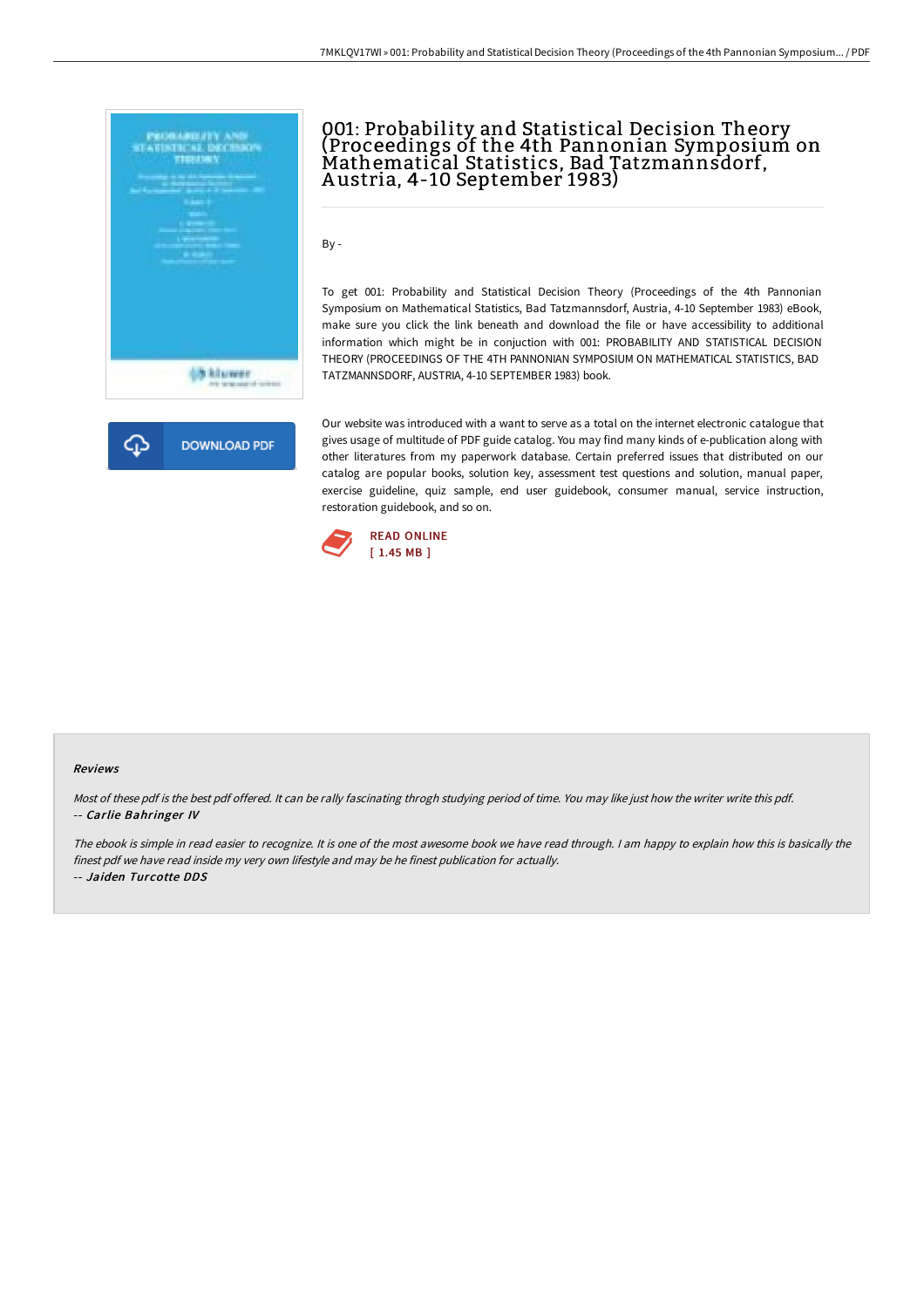# 001: Probability and Statistical Decision Theory (Proceedings of the 4th Pannonian Symposium on Mathematical Statistics, Bad Tatzmannsdorf, Austria, 4-10 September 1983)

By -

To get 001: Probability and Statistical Decision Theory (Proceedings of the 4th Pannonian Symposium on Mathematical Statistics, Bad Tatzmannsdorf, Austria, 4-10 September 1983) eBook, make sure you click the link beneath and download the file or have accessibility to additional information which might be in conjuction with 001: PROBABILITY AND STATISTICAL DECISION THEORY (PROCEEDINGS OF THE 4TH PANNONIAN SYMPOSIUM ON MATHEMATICAL STATISTICS, BAD TATZMANNSDORF, AUSTRIA, 4-10 SEPTEMBER 1983) book.

DOWNLOAD PDF

Our website was introduced with a want to serve as a total on the internet electronic catalogue that gives usage of multitude of PDF guide catalog. You may find many kinds of e-publication along with other literatures from my paperwork database. Certain preferred issues that distributed on our catalog are popular books, solution key, assessment test questions and solution, manual paper, exercise guideline, quiz sample, end user guidebook, consumer manual, service instruction, restoration guidebook, and so on.

READ ONLINE
[ 1.45 MB ]

#### Reviews

*Most of these pdf is the best pdf offered. It can be rally fascinating throgh studying period of time. You may like just how the writer write this pdf.*
-- *Carlie Bahringer IV*

*The ebook is simple in read easier to recognize. It is one of the most awesome book we have read through. I am happy to explain how this is basically the finest pdf we have read inside my very own lifestyle and may be he finest publication for actually.*
-- *Jaiden Turcotte DDS*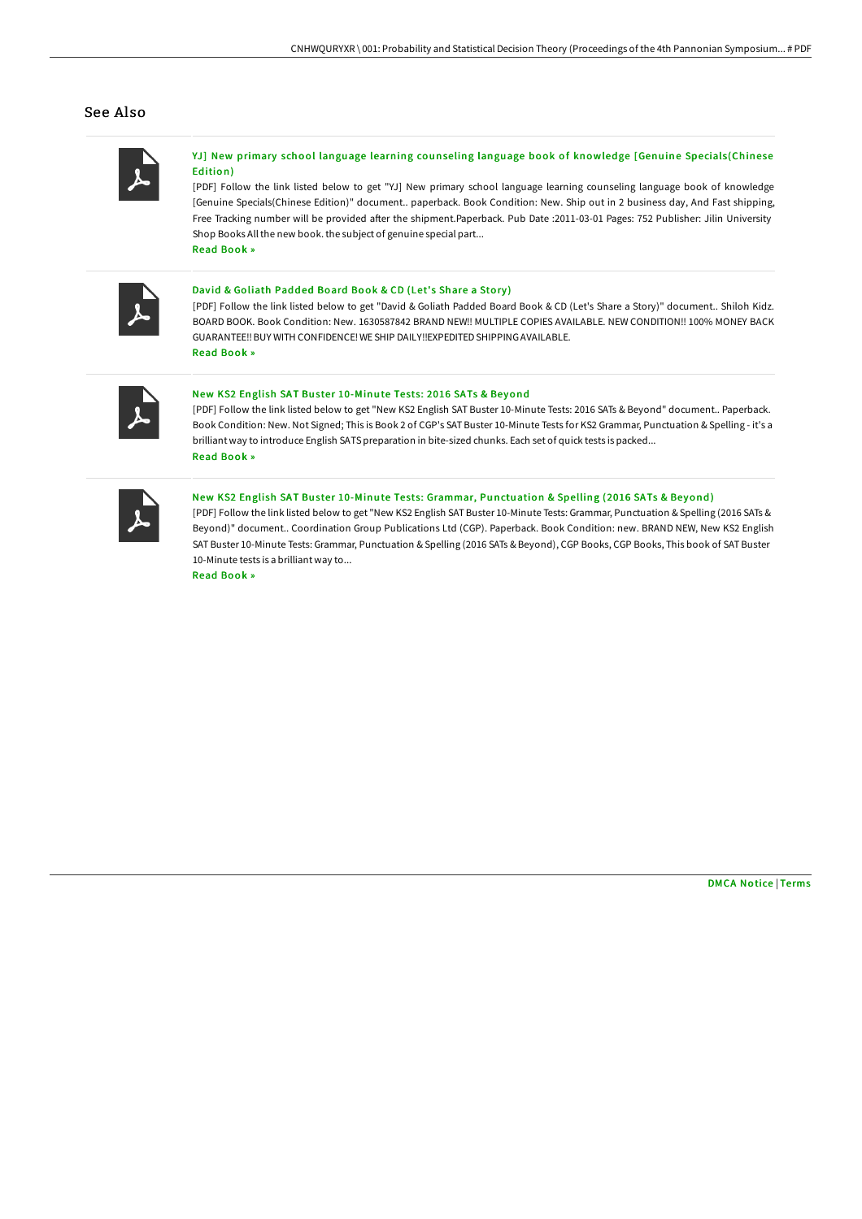## See Also

### YJ] New primary school language learning counseling language book of knowledge [Genuine Specials(Chinese Edition)

[PDF] Follow the link listed below to get "YJ] New primary school language learning counseling language book of knowledge [Genuine Specials(Chinese Edition)" document.. paperback. Book Condition: New. Ship out in 2 business day, And Fast shipping, Free Tracking number will be provided after the shipment.Paperback. Pub Date :2011-03-01 Pages: 752 Publisher: Jilin University Shop Books All the new book. the subject of genuine special part...

Read Book »

### David & Goliath Padded Board Book & CD (Let's Share a Story)

[PDF] Follow the link listed below to get "David & Goliath Padded Board Book & CD (Let's Share a Story)" document.. Shiloh Kidz. BOARD BOOK. Book Condition: New. 1630587842 BRAND NEW!! MULTIPLE COPIES AVAILABLE. NEW CONDITION!! 100% MONEY BACK GUARANTEE!! BUY WITH CONFIDENCE! WE SHIP DAILY!!EXPEDITED SHIPPING AVAILABLE.

Read Book »

### New KS2 English SAT Buster 10-Minute Tests: 2016 SATs & Beyond

[PDF] Follow the link listed below to get "New KS2 English SAT Buster 10-Minute Tests: 2016 SATs & Beyond" document.. Paperback. Book Condition: New. Not Signed; This is Book 2 of CGP's SAT Buster 10-Minute Tests for KS2 Grammar, Punctuation & Spelling - it's a brilliant way to introduce English SATS preparation in bite-sized chunks. Each set of quick tests is packed...

Read Book »

### New KS2 English SAT Buster 10-Minute Tests: Grammar, Punctuation & Spelling (2016 SATs & Beyond)

[PDF] Follow the link listed below to get "New KS2 English SAT Buster 10-Minute Tests: Grammar, Punctuation & Spelling (2016 SATs & Beyond)" document.. Coordination Group Publications Ltd (CGP). Paperback. Book Condition: new. BRAND NEW, New KS2 English SAT Buster 10-Minute Tests: Grammar, Punctuation & Spelling (2016 SATs & Beyond), CGP Books, CGP Books, This book of SAT Buster 10-Minute tests is a brilliant way to...

Read Book »

DMCA Notice | Terms